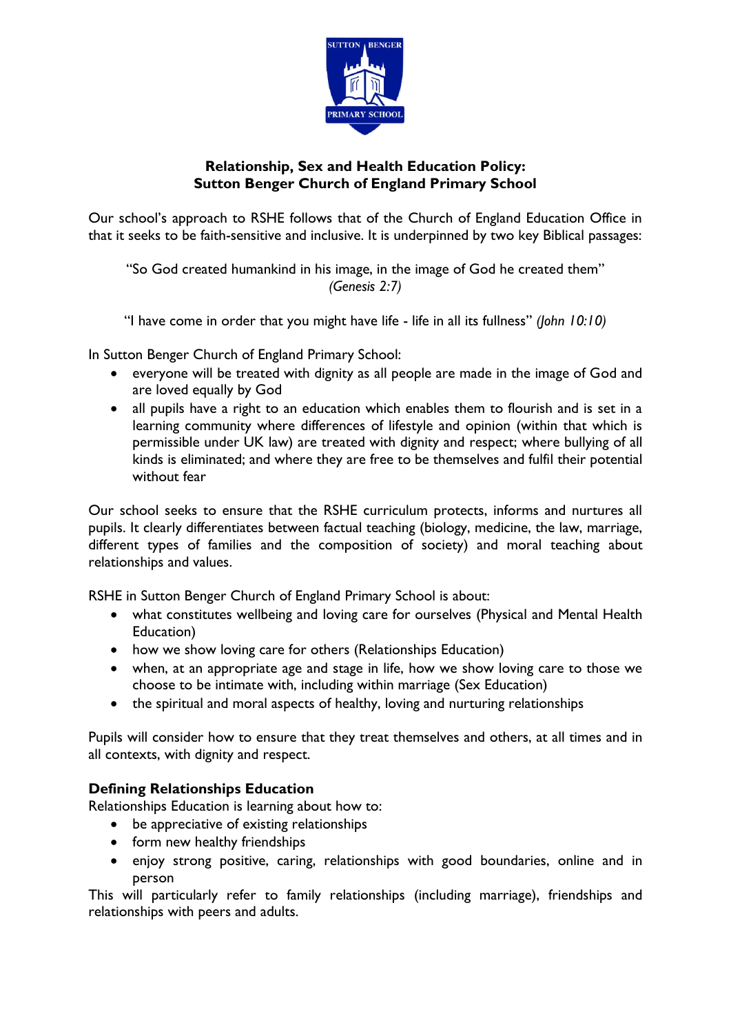# Relationship, Sex and Health Education Policy: Sutton Benger Church of England Primary School

Our school's approach to RSHE follows that of the Church of England Education Office in that it seeks to be faith-sensitive and inclusive. It is underpinned by two key Biblical passages:

> "So God created humankind in his image, in the image of God he created them"
> *(Genesis 2:7)*

> "I have come in order that you might have life - life in all its fullness" *(John 10:10)*

In Sutton Benger Church of England Primary School:

- everyone will be treated with dignity as all people are made in the image of God and are loved equally by God
- all pupils have a right to an education which enables them to flourish and is set in a learning community where differences of lifestyle and opinion (within that which is permissible under UK law) are treated with dignity and respect; where bullying of all kinds is eliminated; and where they are free to be themselves and fulfil their potential without fear

Our school seeks to ensure that the RSHE curriculum protects, informs and nurtures all pupils. It clearly differentiates between factual teaching (biology, medicine, the law, marriage, different types of families and the composition of society) and moral teaching about relationships and values.

RSHE in Sutton Benger Church of England Primary School is about:

- what constitutes wellbeing and loving care for ourselves (Physical and Mental Health Education)
- how we show loving care for others (Relationships Education)
- when, at an appropriate age and stage in life, how we show loving care to those we choose to be intimate with, including within marriage (Sex Education)
- the spiritual and moral aspects of healthy, loving and nurturing relationships

Pupils will consider how to ensure that they treat themselves and others, at all times and in all contexts, with dignity and respect.

## Defining Relationships Education

Relationships Education is learning about how to:

- be appreciative of existing relationships
- form new healthy friendships
- enjoy strong positive, caring, relationships with good boundaries, online and in person

This will particularly refer to family relationships (including marriage), friendships and relationships with peers and adults.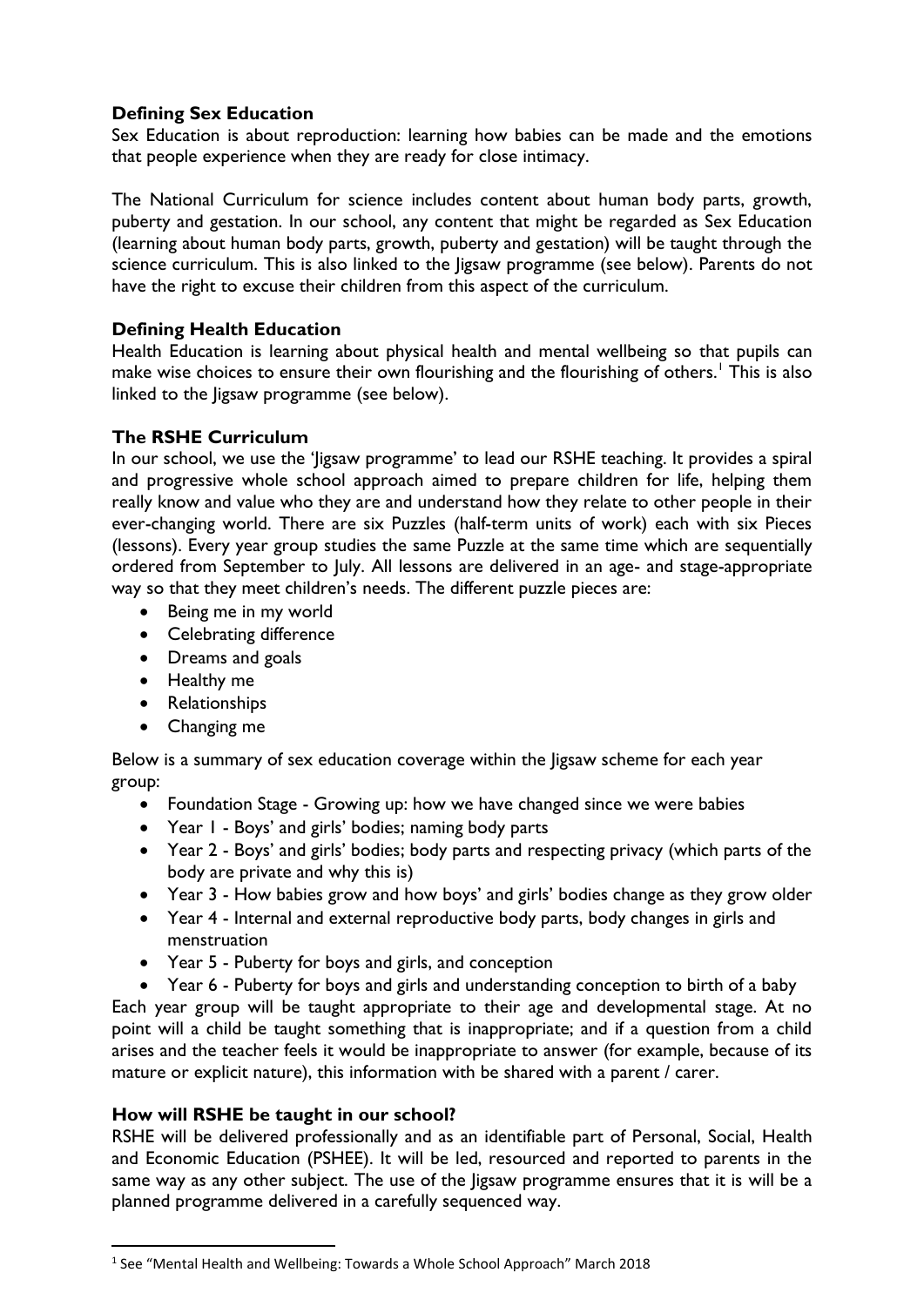### Defining Sex Education

Sex Education is about reproduction: learning how babies can be made and the emotions that people experience when they are ready for close intimacy.

The National Curriculum for science includes content about human body parts, growth, puberty and gestation. In our school, any content that might be regarded as Sex Education (learning about human body parts, growth, puberty and gestation) will be taught through the science curriculum. This is also linked to the Jigsaw programme (see below). Parents do not have the right to excuse their children from this aspect of the curriculum.

### Defining Health Education

Health Education is learning about physical health and mental wellbeing so that pupils can make wise choices to ensure their own flourishing and the flourishing of others.[1] This is also linked to the Jigsaw programme (see below).

### The RSHE Curriculum

In our school, we use the 'Jigsaw programme' to lead our RSHE teaching. It provides a spiral and progressive whole school approach aimed to prepare children for life, helping them really know and value who they are and understand how they relate to other people in their ever-changing world. There are six Puzzles (half-term units of work) each with six Pieces (lessons). Every year group studies the same Puzzle at the same time which are sequentially ordered from September to July. All lessons are delivered in an age- and stage-appropriate way so that they meet children's needs. The different puzzle pieces are:

- Being me in my world
- Celebrating difference
- Dreams and goals
- Healthy me
- Relationships
- Changing me

Below is a summary of sex education coverage within the Jigsaw scheme for each year group:

- Foundation Stage - Growing up: how we have changed since we were babies
- Year 1 - Boys' and girls' bodies; naming body parts
- Year 2 - Boys' and girls' bodies; body parts and respecting privacy (which parts of the body are private and why this is)
- Year 3 - How babies grow and how boys' and girls' bodies change as they grow older
- Year 4 - Internal and external reproductive body parts, body changes in girls and menstruation
- Year 5 - Puberty for boys and girls, and conception
- Year 6 - Puberty for boys and girls and understanding conception to birth of a baby

Each year group will be taught appropriate to their age and developmental stage. At no point will a child be taught something that is inappropriate; and if a question from a child arises and the teacher feels it would be inappropriate to answer (for example, because of its mature or explicit nature), this information with be shared with a parent / carer.

### How will RSHE be taught in our school?

RSHE will be delivered professionally and as an identifiable part of Personal, Social, Health and Economic Education (PSHEE). It will be led, resourced and reported to parents in the same way as any other subject. The use of the Jigsaw programme ensures that it is will be a planned programme delivered in a carefully sequenced way.

---

[1] See "Mental Health and Wellbeing: Towards a Whole School Approach" March 2018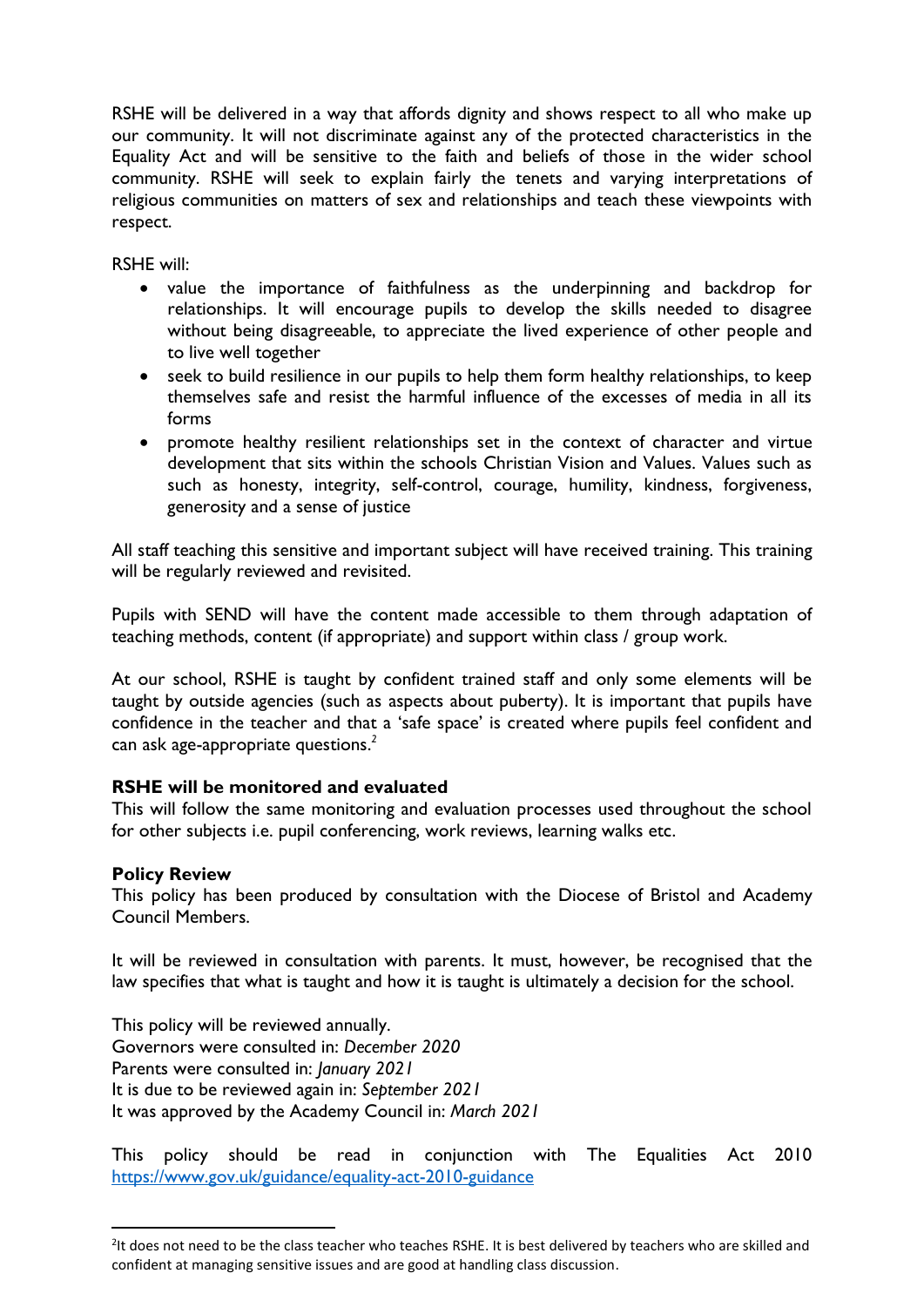RSHE will be delivered in a way that affords dignity and shows respect to all who make up our community. It will not discriminate against any of the protected characteristics in the Equality Act and will be sensitive to the faith and beliefs of those in the wider school community. RSHE will seek to explain fairly the tenets and varying interpretations of religious communities on matters of sex and relationships and teach these viewpoints with respect.

RSHE will:

- value the importance of faithfulness as the underpinning and backdrop for relationships. It will encourage pupils to develop the skills needed to disagree without being disagreeable, to appreciate the lived experience of other people and to live well together
- seek to build resilience in our pupils to help them form healthy relationships, to keep themselves safe and resist the harmful influence of the excesses of media in all its forms
- promote healthy resilient relationships set in the context of character and virtue development that sits within the schools Christian Vision and Values. Values such as such as honesty, integrity, self-control, courage, humility, kindness, forgiveness, generosity and a sense of justice

All staff teaching this sensitive and important subject will have received training. This training will be regularly reviewed and revisited.

Pupils with SEND will have the content made accessible to them through adaptation of teaching methods, content (if appropriate) and support within class / group work.

At our school, RSHE is taught by confident trained staff and only some elements will be taught by outside agencies (such as aspects about puberty). It is important that pupils have confidence in the teacher and that a 'safe space' is created where pupils feel confident and can ask age-appropriate questions.[2]

**RSHE will be monitored and evaluated**

This will follow the same monitoring and evaluation processes used throughout the school for other subjects i.e. pupil conferencing, work reviews, learning walks etc.

**Policy Review**

This policy has been produced by consultation with the Diocese of Bristol and Academy Council Members.

It will be reviewed in consultation with parents. It must, however, be recognised that the law specifies that what is taught and how it is taught is ultimately a decision for the school.

This policy will be reviewed annually.
Governors were consulted in: *December 2020*
Parents were consulted in: *January 2021*
It is due to be reviewed again in: *September 2021*
It was approved by the Academy Council in: *March 2021*

This policy should be read in conjunction with The Equalities Act 2010 [https://www.gov.uk/guidance/equality-act-2010-guidance](https://www.gov.uk/guidance/equality-act-2010-guidance)

---

[2] It does not need to be the class teacher who teaches RSHE. It is best delivered by teachers who are skilled and confident at managing sensitive issues and are good at handling class discussion.